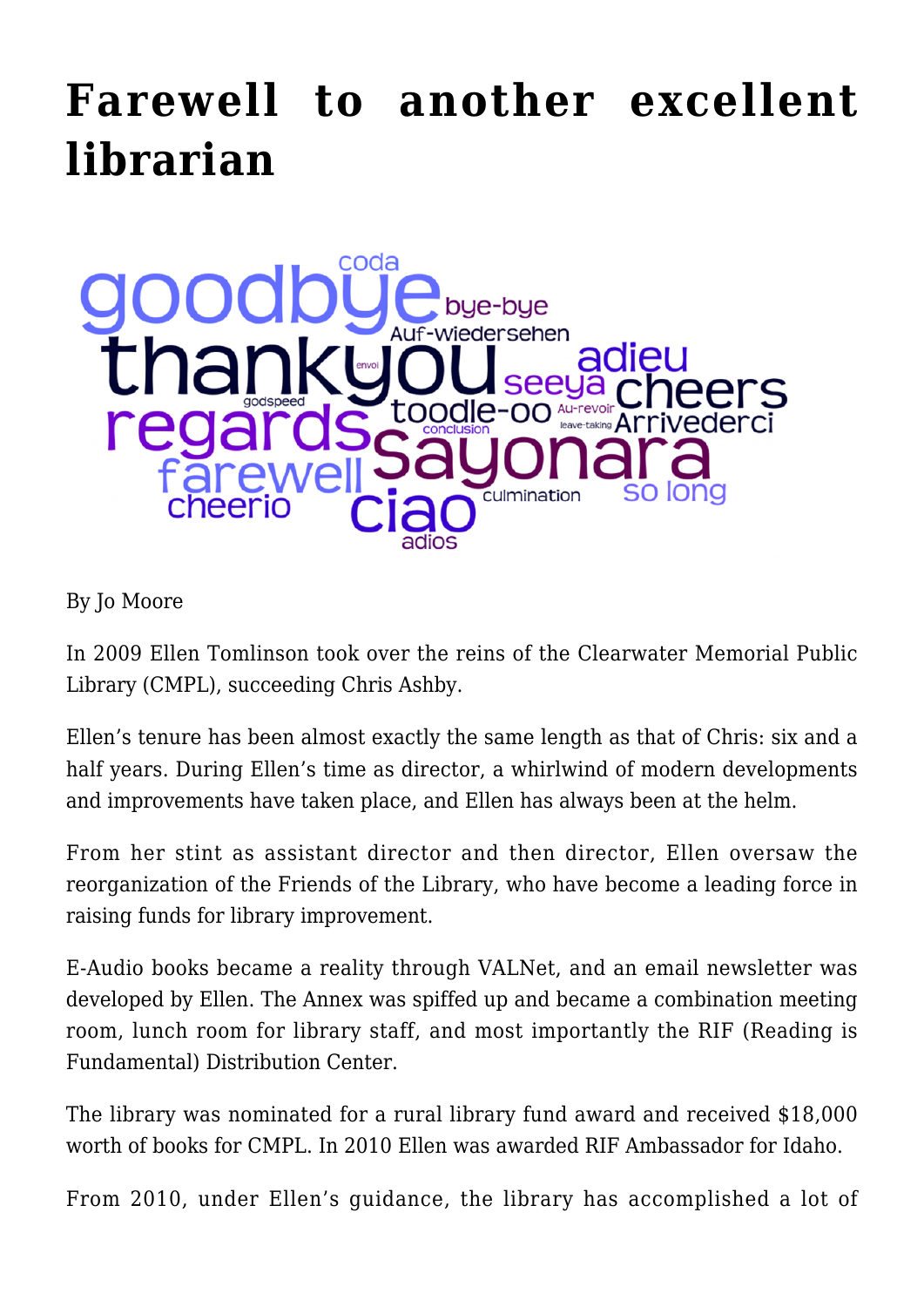# Farewell to another excellent librarian

By Jo Moore

In 2009 Ellen Tomlinson took over the reins of the Clearwater Memorial Public Library (CMPL), succeeding Chris Ashby.

Ellen's tenure has been almost exactly the same length as that of Chris: six and a half years. During Ellen's time as director, a whirlwind of modern developments and improvements have taken place, and Ellen has always been at the helm.

From her stint as assistant director and then director, Ellen oversaw the reorganization of the Friends of the Library, who have become a leading force in raising funds for library improvement.

E-Audio books became a reality through VALNet, and an email newsletter was developed by Ellen. The Annex was spiffed up and became a combination meeting room, lunch room for library staff, and most importantly the RIF (Reading is Fundamental) Distribution Center.

The library was nominated for a rural library fund award and received $18,000 worth of books for CMPL. In 2010 Ellen was awarded RIF Ambassador for Idaho.

From 2010, under Ellen's guidance, the library has accomplished a lot of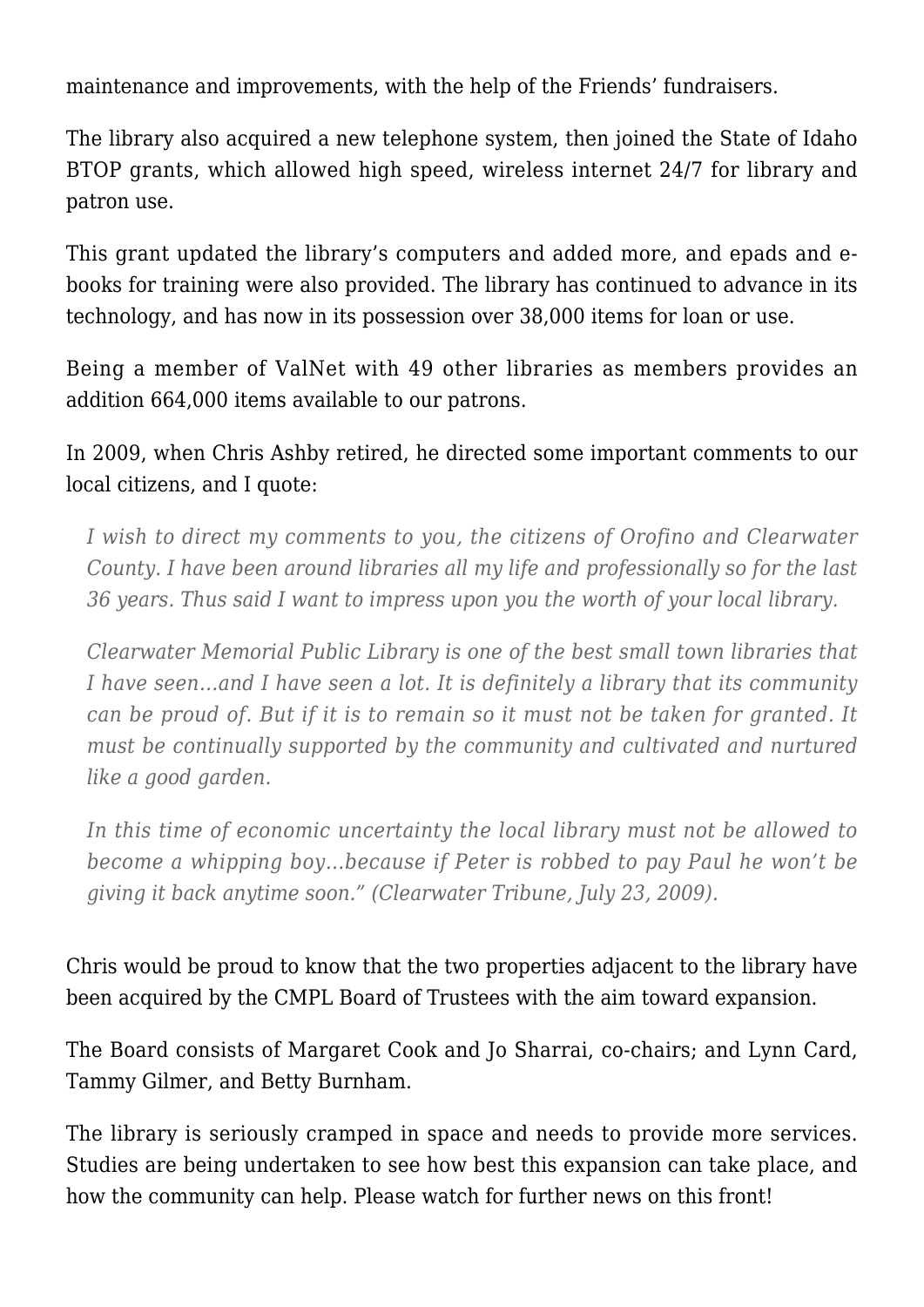maintenance and improvements, with the help of the Friends' fundraisers.

The library also acquired a new telephone system, then joined the State of Idaho BTOP grants, which allowed high speed, wireless internet 24/7 for library and patron use.

This grant updated the library's computers and added more, and epads and e-books for training were also provided. The library has continued to advance in its technology, and has now in its possession over 38,000 items for loan or use.

Being a member of ValNet with 49 other libraries as members provides an addition 664,000 items available to our patrons.

In 2009, when Chris Ashby retired, he directed some important comments to our local citizens, and I quote:

> *I wish to direct my comments to you, the citizens of Orofino and Clearwater County. I have been around libraries all my life and professionally so for the last 36 years. Thus said I want to impress upon you the worth of your local library.*
>
> *Clearwater Memorial Public Library is one of the best small town libraries that I have seen…and I have seen a lot. It is definitely a library that its community can be proud of. But if it is to remain so it must not be taken for granted. It must be continually supported by the community and cultivated and nurtured like a good garden.*
>
> *In this time of economic uncertainty the local library must not be allowed to become a whipping boy…because if Peter is robbed to pay Paul he won't be giving it back anytime soon." (Clearwater Tribune, July 23, 2009).*

Chris would be proud to know that the two properties adjacent to the library have been acquired by the CMPL Board of Trustees with the aim toward expansion.

The Board consists of Margaret Cook and Jo Sharrai, co-chairs; and Lynn Card, Tammy Gilmer, and Betty Burnham.

The library is seriously cramped in space and needs to provide more services. Studies are being undertaken to see how best this expansion can take place, and how the community can help. Please watch for further news on this front!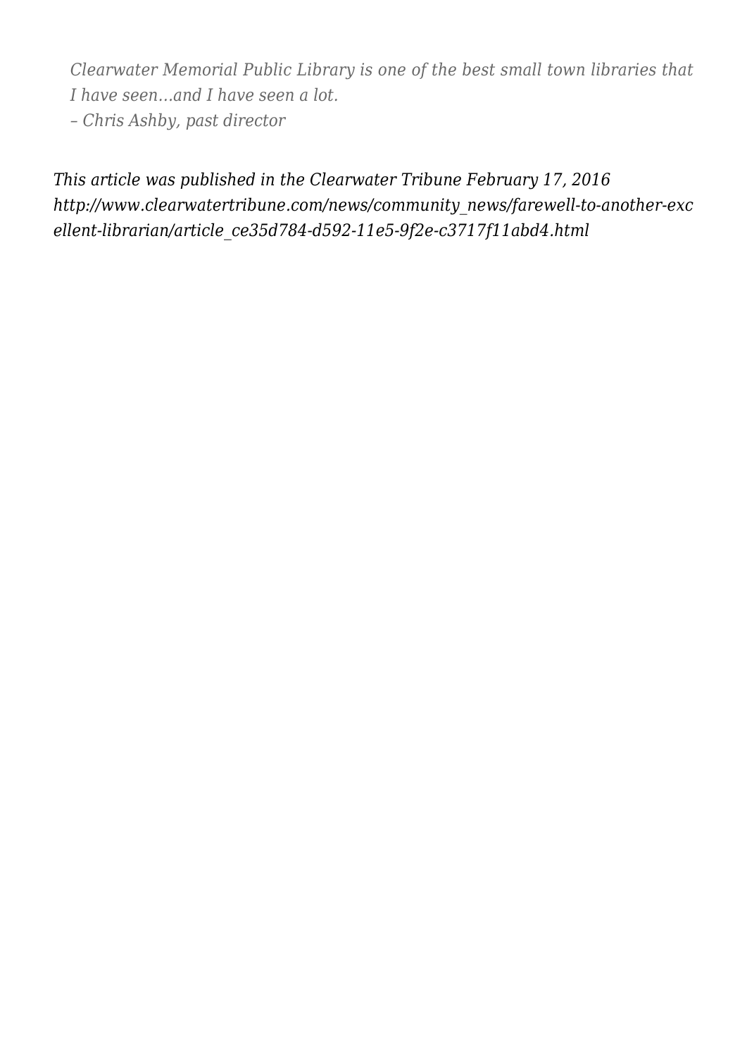> *Clearwater Memorial Public Library is one of the best small town libraries that I have seen…and I have seen a lot.*
> *– Chris Ashby, past director*

*This article was published in the Clearwater Tribune February 17, 2016 http://www.clearwatertribune.com/news/community_news/farewell-to-another-excellent-librarian/article_ce35d784-d592-11e5-9f2e-c3717f11abd4.html*